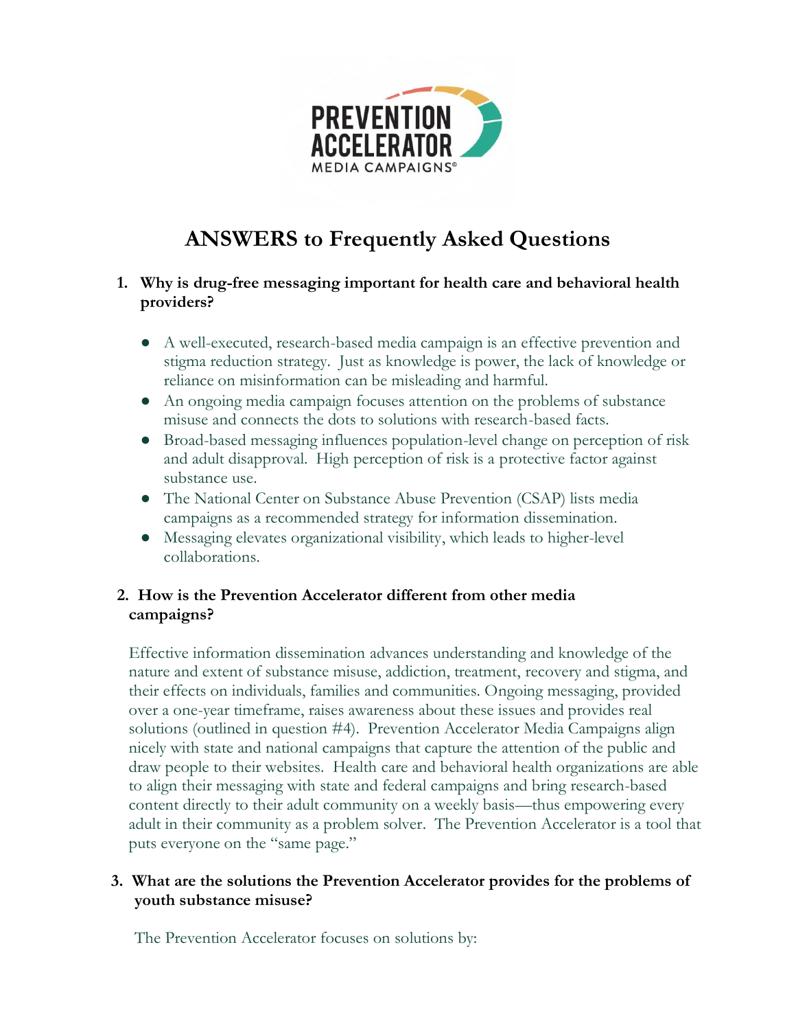PREVENTION ACCELERATOR

MEDIA CAMPAIGNS®

# ANSWERS to Frequently Asked Questions

## 1. Why is drug-free messaging important for health care and behavioral health providers?

- A well-executed, research-based media campaign is an effective prevention and stigma reduction strategy. Just as knowledge is power, the lack of knowledge or reliance on misinformation can be misleading and harmful.
- An ongoing media campaign focuses attention on the problems of substance misuse and connects the dots to solutions with research-based facts.
- Broad-based messaging influences population-level change on perception of risk and adult disapproval. High perception of risk is a protective factor against substance use.
- The National Center on Substance Abuse Prevention (CSAP) lists media campaigns as a recommended strategy for information dissemination.
- Messaging elevates organizational visibility, which leads to higher-level collaborations.

## 2. How is the Prevention Accelerator different from other media campaigns?

Effective information dissemination advances understanding and knowledge of the nature and extent of substance misuse, addiction, treatment, recovery and stigma, and their effects on individuals, families and communities. Ongoing messaging, provided over a one-year timeframe, raises awareness about these issues and provides real solutions (outlined in question #4). Prevention Accelerator Media Campaigns align nicely with state and national campaigns that capture the attention of the public and draw people to their websites. Health care and behavioral health organizations are able to align their messaging with state and federal campaigns and bring research-based content directly to their adult community on a weekly basis—thus empowering every adult in their community as a problem solver. The Prevention Accelerator is a tool that puts everyone on the "same page."

## 3. What are the solutions the Prevention Accelerator provides for the problems of youth substance misuse?

The Prevention Accelerator focuses on solutions by: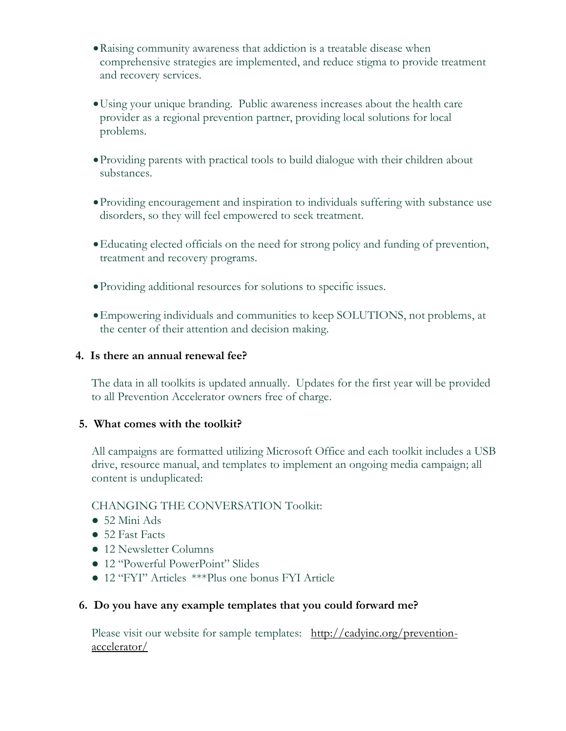- Raising community awareness that addiction is a treatable disease when comprehensive strategies are implemented, and reduce stigma to provide treatment and recovery services.

- Using your unique branding. Public awareness increases about the health care provider as a regional prevention partner, providing local solutions for local problems.

- Providing parents with practical tools to build dialogue with their children about substances.

- Providing encouragement and inspiration to individuals suffering with substance use disorders, so they will feel empowered to seek treatment.

- Educating elected officials on the need for strong policy and funding of prevention, treatment and recovery programs.

- Providing additional resources for solutions to specific issues.

- Empowering individuals and communities to keep SOLUTIONS, not problems, at the center of their attention and decision making.

**4. Is there an annual renewal fee?**

The data in all toolkits is updated annually. Updates for the first year will be provided to all Prevention Accelerator owners free of charge.

**5. What comes with the toolkit?**

All campaigns are formatted utilizing Microsoft Office and each toolkit includes a USB drive, resource manual, and templates to implement an ongoing media campaign; all content is unduplicated:

CHANGING THE CONVERSATION Toolkit:

- 52 Mini Ads
- 52 Fast Facts
- 12 Newsletter Columns
- 12 "Powerful PowerPoint" Slides
- 12 "FYI" Articles ***Plus one bonus FYI Article

**6. Do you have any example templates that you could forward me?**

Please visit our website for sample templates: http://cadyinc.org/prevention-accelerator/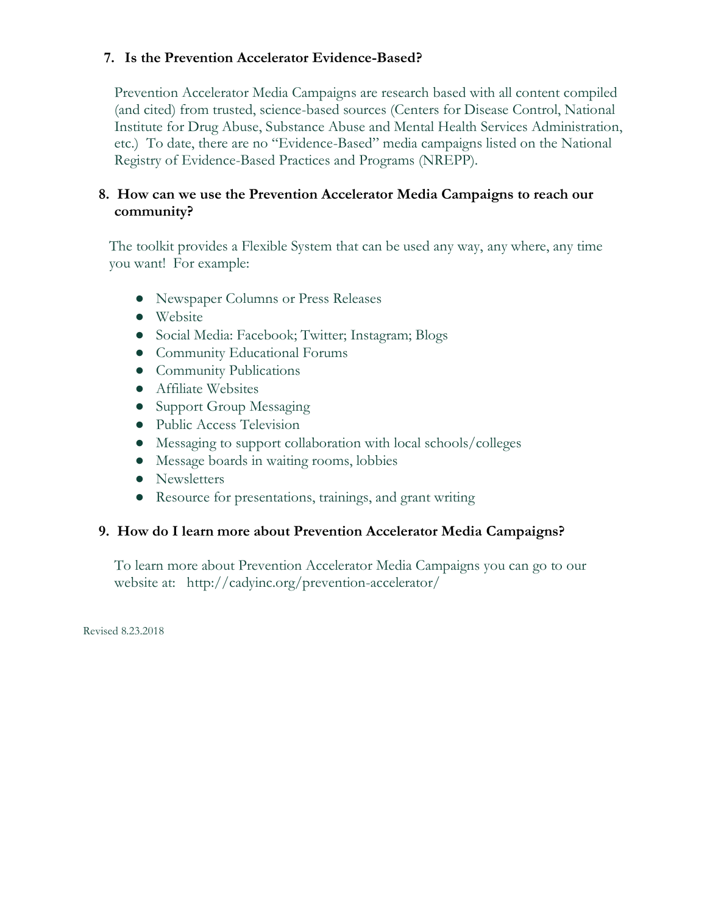7. **Is the Prevention Accelerator Evidence-Based?**

Prevention Accelerator Media Campaigns are research based with all content compiled (and cited) from trusted, science-based sources (Centers for Disease Control, National Institute for Drug Abuse, Substance Abuse and Mental Health Services Administration, etc.) To date, there are no "Evidence-Based" media campaigns listed on the National Registry of Evidence-Based Practices and Programs (NREPP).

8. **How can we use the Prevention Accelerator Media Campaigns to reach our community?**

The toolkit provides a Flexible System that can be used any way, any where, any time you want! For example:

- Newspaper Columns or Press Releases
- Website
- Social Media: Facebook; Twitter; Instagram; Blogs
- Community Educational Forums
- Community Publications
- Affiliate Websites
- Support Group Messaging
- Public Access Television
- Messaging to support collaboration with local schools/colleges
- Message boards in waiting rooms, lobbies
- Newsletters
- Resource for presentations, trainings, and grant writing

9. **How do I learn more about Prevention Accelerator Media Campaigns?**

To learn more about Prevention Accelerator Media Campaigns you can go to our website at: http://cadyinc.org/prevention-accelerator/

Revised 8.23.2018